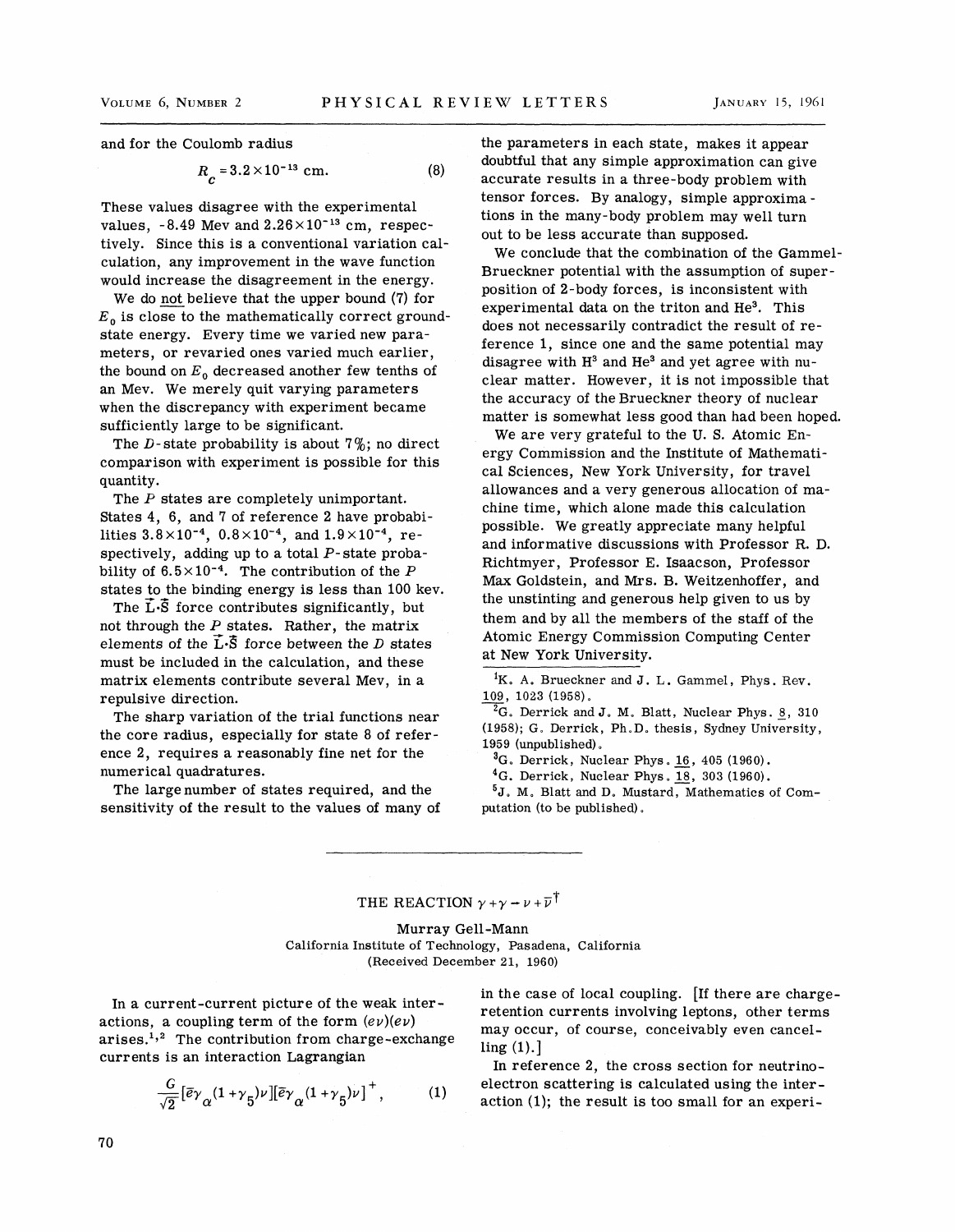and for the Coulomb radius

$$R_c = 3.2 \times 10^{-13} \text{ cm}. \tag{8}$$

These values disagree with the experimental values, -8.49 Mev and $2.26 \times 10^{-13}$ cm, respectively. Since this is a conventional variation calculation, any improvement in the wave function would increase the disagreement in the energy.

We do not believe that the upper bound (7) for $E_0$ is close to the mathematically correct ground-state energy. Every time we varied new parameters, or revaried ones varied much earlier, the bound on $E_0$ decreased another few tenths of an Mev. We merely quit varying parameters when the discrepancy with experiment became sufficiently large to be significant.

The $D$-state probability is about 7%; no direct comparison with experiment is possible for this quantity.

The $P$ states are completely unimportant. States 4, 6, and 7 of reference 2 have probabilities $3.8\times10^{-4}$, $0.8\times10^{-4}$, and $1.9\times10^{-4}$, respectively, adding up to a total $P$-state probability of $6.5\times10^{-4}$. The contribution of the $P$ states to the binding energy is less than 100 kev.

The $\vec{L}\cdot\vec{S}$ force contributes significantly, but not through the $P$ states. Rather, the matrix elements of the $\vec{L}\cdot\vec{S}$ force between the $D$ states must be included in the calculation, and these matrix elements contribute several Mev, in a repulsive direction.

The sharp variation of the trial functions near the core radius, especially for state 8 of reference 2, requires a reasonably fine net for the numerical quadratures.

The large number of states required, and the sensitivity of the result to the values of many of the parameters in each state, makes it appear doubtful that any simple approximation can give accurate results in a three-body problem with tensor forces. By analogy, simple approximations in the many-body problem may well turn out to be less accurate than supposed.

We conclude that the combination of the Gammel-Brueckner potential with the assumption of superposition of 2-body forces, is inconsistent with experimental data on the triton and $He^3$. This does not necessarily contradict the result of reference 1, since one and the same potential may disagree with $H^3$ and $He^3$ and yet agree with nuclear matter. However, it is not impossible that the accuracy of the Brueckner theory of nuclear matter is somewhat less good than had been hoped.

We are very grateful to the U. S. Atomic Energy Commission and the Institute of Mathematical Sciences, New York University, for travel allowances and a very generous allocation of machine time, which alone made this calculation possible. We greatly appreciate many helpful and informative discussions with Professor R. D. Richtmyer, Professor E. Isaacson, Professor Max Goldstein, and Mrs. B. Weitzenhoffer, and the unstinting and generous help given to us by them and by all the members of the staff of the Atomic Energy Commission Computing Center at New York University.

[1] K. A. Brueckner and J. L. Gammel, Phys. Rev. 109, 1023 (1958).

[2] G. Derrick and J. M. Blatt, Nuclear Phys. 8, 310 (1958); G. Derrick, Ph.D. thesis, Sydney University, 1959 (unpublished).

[3] G. Derrick, Nuclear Phys. 16, 405 (1960).

[4] G. Derrick, Nuclear Phys. 18, 303 (1960).

[5] J. M. Blatt and D. Mustard, Mathematics of Computation (to be published).

---

## THE REACTION $\gamma+\gamma \to \nu+\bar{\nu}$ †

Murray Gell-Mann
California Institute of Technology, Pasadena, California
(Received December 21, 1960)

In a current-current picture of the weak interactions, a coupling term of the form $(e\nu)(e\nu)$ arises.[1,2] The contribution from charge-exchange currents is an interaction Lagrangian

$$\frac{G}{\sqrt{2}}[\bar{e}\gamma_\alpha(1+\gamma_5)\nu][\bar{e}\gamma_\alpha(1+\gamma_5)\nu]^+, \tag{1}$$

in the case of local coupling. [If there are charge-retention currents involving leptons, other terms may occur, of course, conceivably even cancelling (1).]

In reference 2, the cross section for neutrino-electron scattering is calculated using the interaction (1); the result is too small for an experi-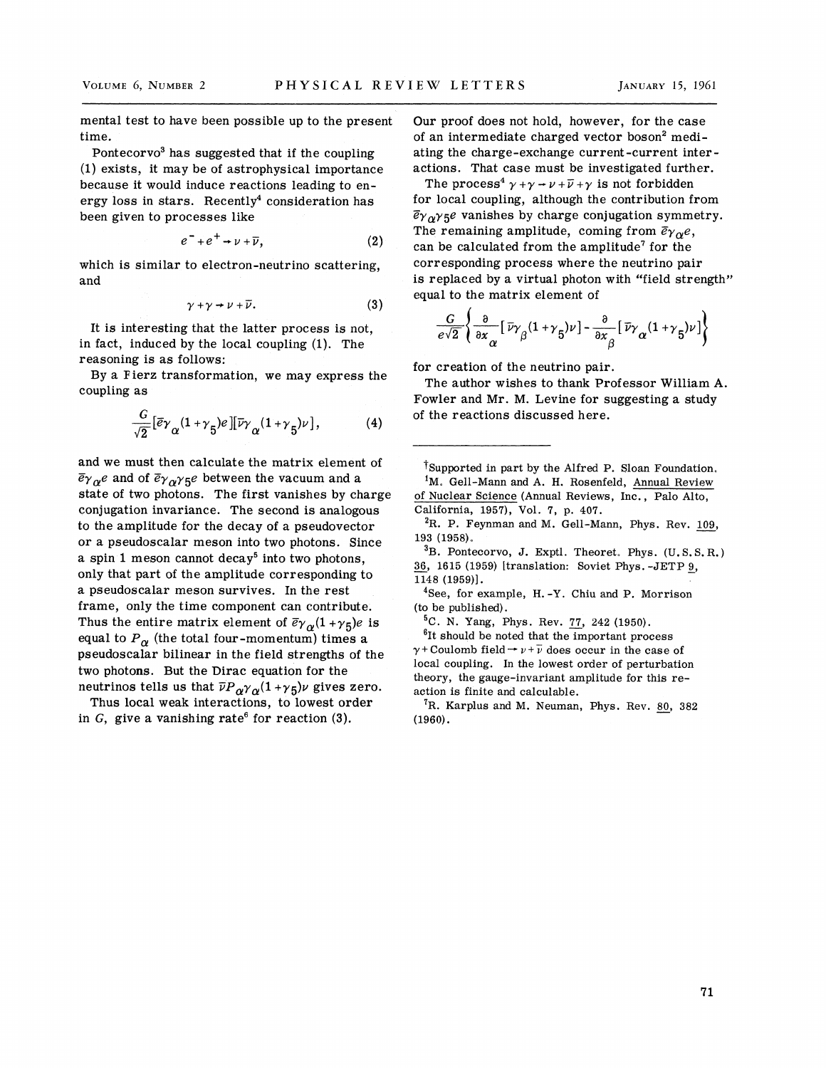mental test to have been possible up to the present time.

Pontecorvo[3] has suggested that if the coupling (1) exists, it may be of astrophysical importance because it would induce reactions leading to energy loss in stars. Recently[4] consideration has been given to processes like

$$e^- + e^+ \rightarrow \nu + \bar{\nu}, \tag{2}$$

which is similar to electron-neutrino scattering, and

$$\gamma + \gamma \rightarrow \nu + \bar{\nu}. \tag{3}$$

It is interesting that the latter process is not, in fact, induced by the local coupling (1). The reasoning is as follows:

By a Fierz transformation, we may express the coupling as

$$\frac{G}{\sqrt{2}}[\bar{e}\gamma_\alpha(1+\gamma_5)e][\bar{\nu}\gamma_\alpha(1+\gamma_5)\nu], \tag{4}$$

and we must then calculate the matrix element of $\bar{e}\gamma_\alpha e$ and of $\bar{e}\gamma_\alpha\gamma_5 e$ between the vacuum and a state of two photons. The first vanishes by charge conjugation invariance. The second is analogous to the amplitude for the decay of a pseudovector or a pseudoscalar meson into two photons. Since a spin 1 meson cannot decay[5] into two photons, only that part of the amplitude corresponding to a pseudoscalar meson survives. In the rest frame, only the time component can contribute. Thus the entire matrix element of $\bar{e}\gamma_\alpha(1+\gamma_5)e$ is equal to $P_\alpha$ (the total four-momentum) times a pseudoscalar bilinear in the field strengths of the two photons. But the Dirac equation for the neutrinos tells us that $\bar{\nu}P_\alpha\gamma_\alpha(1+\gamma_5)\nu$ gives zero.

Thus local weak interactions, to lowest order in $G$, give a vanishing rate[6] for reaction (3). Our proof does not hold, however, for the case of an intermediate charged vector boson[2] mediating the charge-exchange current-current interactions. That case must be investigated further.

The process[4] $\gamma + \gamma \rightarrow \nu + \bar{\nu} + \gamma$ is not forbidden for local coupling, although the contribution from $\bar{e}\gamma_\alpha\gamma_5 e$ vanishes by charge conjugation symmetry. The remaining amplitude, coming from $\bar{e}\gamma_\alpha e$, can be calculated from the amplitude[7] for the corresponding process where the neutrino pair is replaced by a virtual photon with "field strength" equal to the matrix element of

$$\frac{G}{e\sqrt{2}}\left\{\frac{\partial}{\partial x_\alpha}[\bar{\nu}\gamma_\beta(1+\gamma_5)\nu] - \frac{\partial}{\partial x_\beta}[\bar{\nu}\gamma_\alpha(1+\gamma_5)\nu]\right\}$$

for creation of the neutrino pair.

The author wishes to thank Professor William A. Fowler and Mr. M. Levine for suggesting a study of the reactions discussed here.

---

†Supported in part by the Alfred P. Sloan Foundation.

[1] M. Gell-Mann and A. H. Rosenfeld, Annual Review of Nuclear Science (Annual Reviews, Inc., Palo Alto, California, 1957), Vol. 7, p. 407.

[2] R. P. Feynman and M. Gell-Mann, Phys. Rev. 109, 193 (1958).

[3] B. Pontecorvo, J. Exptl. Theoret. Phys. (U.S.S.R.) 36, 1615 (1959) [translation: Soviet Phys.-JETP 9, 1148 (1959)].

[4] See, for example, H.-Y. Chiu and P. Morrison (to be published).

[5] C. N. Yang, Phys. Rev. 77, 242 (1950).

[6] It should be noted that the important process $\gamma$ + Coulomb field $\rightarrow \nu + \bar{\nu}$ does occur in the case of local coupling. In the lowest order of perturbation theory, the gauge-invariant amplitude for this reaction is finite and calculable.

[7] R. Karplus and M. Neuman, Phys. Rev. 80, 382 (1960).